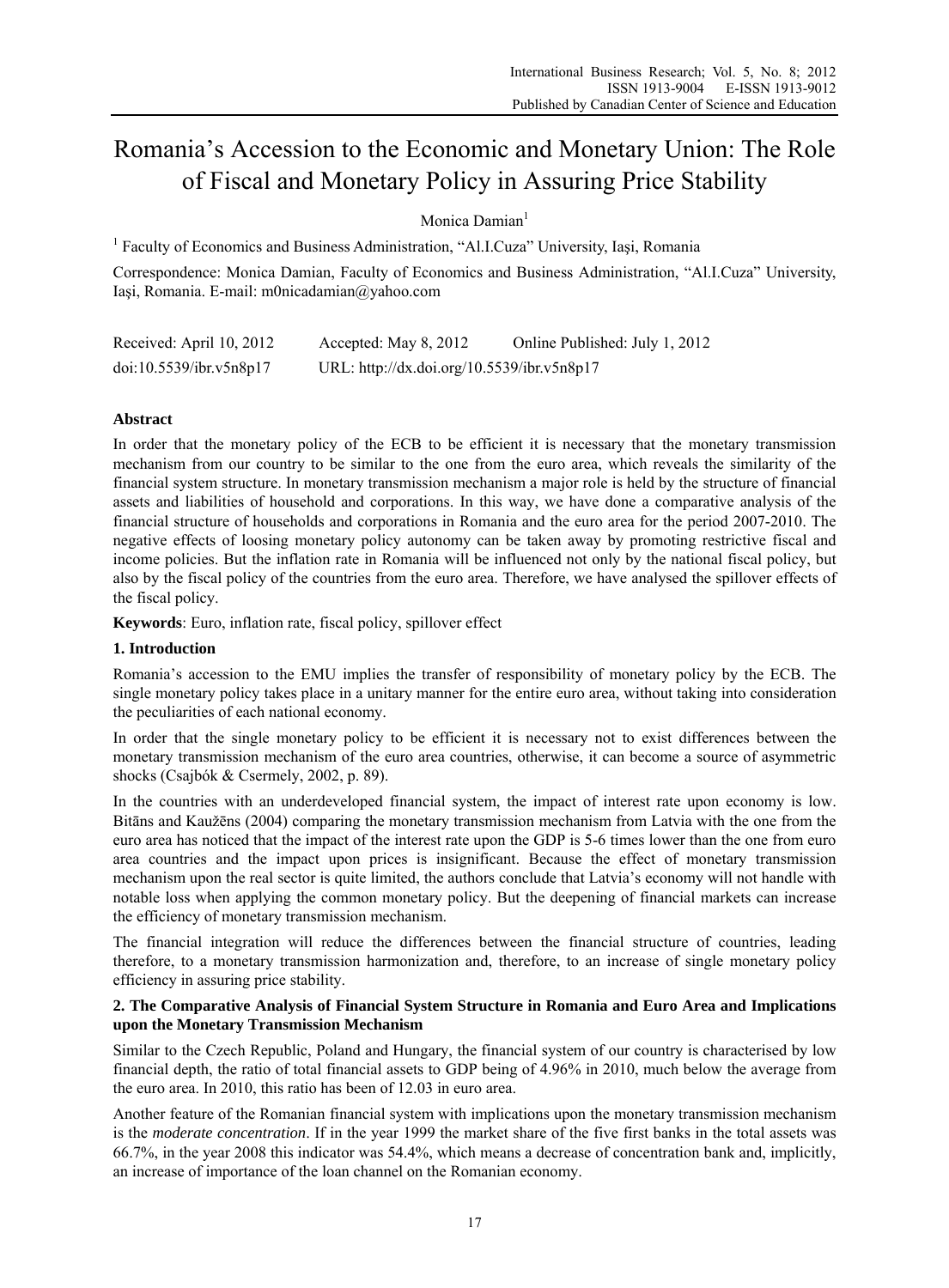# Romania's Accession to the Economic and Monetary Union: The Role of Fiscal and Monetary Policy in Assuring Price Stability

Monica Damian[1]

[1] Faculty of Economics and Business Administration, "Al.I.Cuza" University, Iaşi, Romania

Correspondence: Monica Damian, Faculty of Economics and Business Administration, "Al.I.Cuza" University, Iaşi, Romania. E-mail: m0nicadamian@yahoo.com

Received: April 10, 2012 Accepted: May 8, 2012 Online Published: July 1, 2012

doi:10.5539/ibr.v5n8p17 URL: http://dx.doi.org/10.5539/ibr.v5n8p17

## Abstract

In order that the monetary policy of the ECB to be efficient it is necessary that the monetary transmission mechanism from our country to be similar to the one from the euro area, which reveals the similarity of the financial system structure. In monetary transmission mechanism a major role is held by the structure of financial assets and liabilities of household and corporations. In this way, we have done a comparative analysis of the financial structure of households and corporations in Romania and the euro area for the period 2007-2010. The negative effects of loosing monetary policy autonomy can be taken away by promoting restrictive fiscal and income policies. But the inflation rate in Romania will be influenced not only by the national fiscal policy, but also by the fiscal policy of the countries from the euro area. Therefore, we have analysed the spillover effects of the fiscal policy.

**Keywords**: Euro, inflation rate, fiscal policy, spillover effect

## 1. Introduction

Romania's accession to the EMU implies the transfer of responsibility of monetary policy by the ECB. The single monetary policy takes place in a unitary manner for the entire euro area, without taking into consideration the peculiarities of each national economy.

In order that the single monetary policy to be efficient it is necessary not to exist differences between the monetary transmission mechanism of the euro area countries, otherwise, it can become a source of asymmetric shocks (Csajbók & Csermely, 2002, p. 89).

In the countries with an underdeveloped financial system, the impact of interest rate upon economy is low. Bitāns and Kaužēns (2004) comparing the monetary transmission mechanism from Latvia with the one from the euro area has noticed that the impact of the interest rate upon the GDP is 5-6 times lower than the one from euro area countries and the impact upon prices is insignificant. Because the effect of monetary transmission mechanism upon the real sector is quite limited, the authors conclude that Latvia's economy will not handle with notable loss when applying the common monetary policy. But the deepening of financial markets can increase the efficiency of monetary transmission mechanism.

The financial integration will reduce the differences between the financial structure of countries, leading therefore, to a monetary transmission harmonization and, therefore, to an increase of single monetary policy efficiency in assuring price stability.

## 2. The Comparative Analysis of Financial System Structure in Romania and Euro Area and Implications upon the Monetary Transmission Mechanism

Similar to the Czech Republic, Poland and Hungary, the financial system of our country is characterised by low financial depth, the ratio of total financial assets to GDP being of 4.96% in 2010, much below the average from the euro area. In 2010, this ratio has been of 12.03 in euro area.

Another feature of the Romanian financial system with implications upon the monetary transmission mechanism is the *moderate concentration*. If in the year 1999 the market share of the five first banks in the total assets was 66.7%, in the year 2008 this indicator was 54.4%, which means a decrease of concentration bank and, implicitly, an increase of importance of the loan channel on the Romanian economy.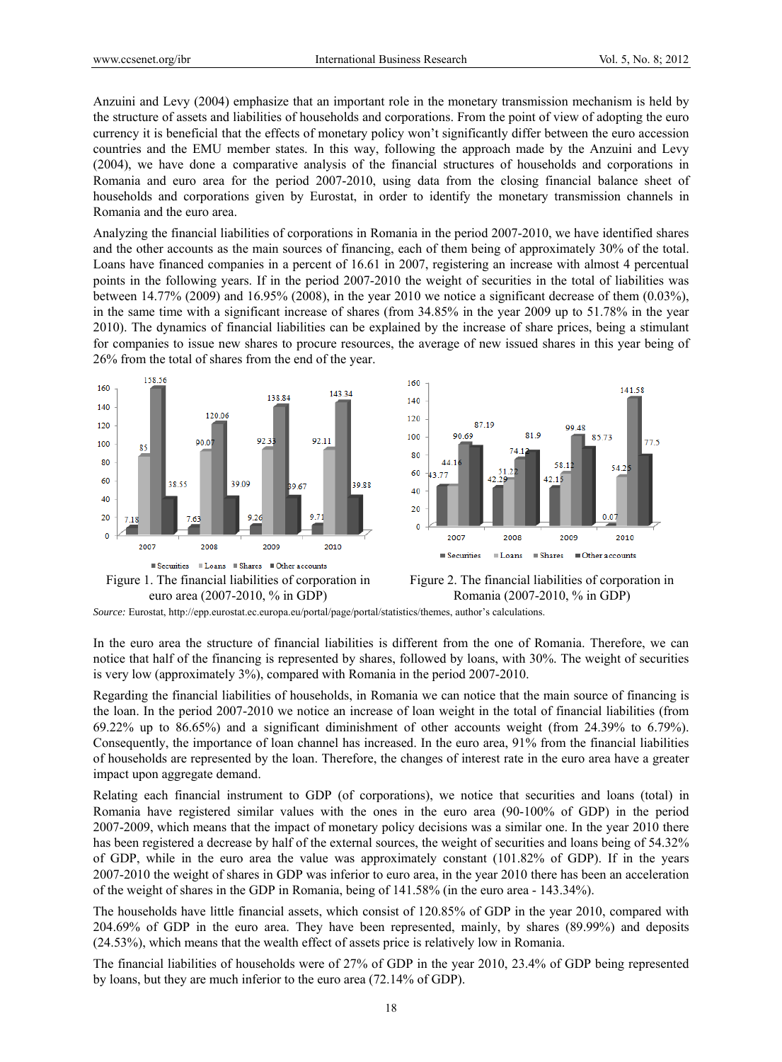Anzuini and Levy (2004) emphasize that an important role in the monetary transmission mechanism is held by the structure of assets and liabilities of households and corporations. From the point of view of adopting the euro currency it is beneficial that the effects of monetary policy won't significantly differ between the euro accession countries and the EMU member states. In this way, following the approach made by the Anzuini and Levy (2004), we have done a comparative analysis of the financial structures of households and corporations in Romania and euro area for the period 2007-2010, using data from the closing financial balance sheet of households and corporations given by Eurostat, in order to identify the monetary transmission channels in Romania and the euro area.

Analyzing the financial liabilities of corporations in Romania in the period 2007-2010, we have identified shares and the other accounts as the main sources of financing, each of them being of approximately 30% of the total. Loans have financed companies in a percent of 16.61 in 2007, registering an increase with almost 4 percentual points in the following years. If in the period 2007-2010 the weight of securities in the total of liabilities was between 14.77% (2009) and 16.95% (2008), in the year 2010 we notice a significant decrease of them (0.03%), in the same time with a significant increase of shares (from 34.85% in the year 2009 up to 51.78% in the year 2010). The dynamics of financial liabilities can be explained by the increase of share prices, being a stimulant for companies to issue new shares to procure resources, the average of new issued shares in this year being of 26% from the total of shares from the end of the year.

| Year | Securities | Loans | Shares | Other accounts |
|---|---|---|---|---|
| 2007 | 7.18 | 85 | 158.56 | 38.55 |
| 2008 | 7.63 | 90.07 | 120.06 | 39.09 |
| 2009 | 9.26 | 92.33 | 138.84 | 39.67 |
| 2010 | 9.71 | 92.11 | 143.34 | 39.88 |

Figure 1. The financial liabilities of corporation in euro area (2007-2010, % in GDP)

| Year | Securities | Loans | Shares | Other accounts |
|---|---|---|---|---|
| 2007 | 44.16 | 43.77 | 90.69 | 87.19 |
| 2008 | 42.29 | 51.22 | 74.12 | 81.9 |
| 2009 | 42.15 | 58.12 | 99.48 | 85.73 |
| 2010 | 0.07 | 54.25 | 141.58 | 77.5 |

Figure 2. The financial liabilities of corporation in Romania (2007-2010, % in GDP)

*Source:* Eurostat, http://epp.eurostat.ec.europa.eu/portal/page/portal/statistics/themes, author's calculations.

In the euro area the structure of financial liabilities is different from the one of Romania. Therefore, we can notice that half of the financing is represented by shares, followed by loans, with 30%. The weight of securities is very low (approximately 3%), compared with Romania in the period 2007-2010.

Regarding the financial liabilities of households, in Romania we can notice that the main source of financing is the loan. In the period 2007-2010 we notice an increase of loan weight in the total of financial liabilities (from 69.22% up to 86.65%) and a significant diminishment of other accounts weight (from 24.39% to 6.79%). Consequently, the importance of loan channel has increased. In the euro area, 91% from the financial liabilities of households are represented by the loan. Therefore, the changes of interest rate in the euro area have a greater impact upon aggregate demand.

Relating each financial instrument to GDP (of corporations), we notice that securities and loans (total) in Romania have registered similar values with the ones in the euro area (90-100% of GDP) in the period 2007-2009, which means that the impact of monetary policy decisions was a similar one. In the year 2010 there has been registered a decrease by half of the external sources, the weight of securities and loans being of 54.32% of GDP, while in the euro area the value was approximately constant (101.82% of GDP). If in the years 2007-2010 the weight of shares in GDP was inferior to euro area, in the year 2010 there has been an acceleration of the weight of shares in the GDP in Romania, being of 141.58% (in the euro area - 143.34%).

The households have little financial assets, which consist of 120.85% of GDP in the year 2010, compared with 204.69% of GDP in the euro area. They have been represented, mainly, by shares (89.99%) and deposits (24.53%), which means that the wealth effect of assets price is relatively low in Romania.

The financial liabilities of households were of 27% of GDP in the year 2010, 23.4% of GDP being represented by loans, but they are much inferior to the euro area (72.14% of GDP).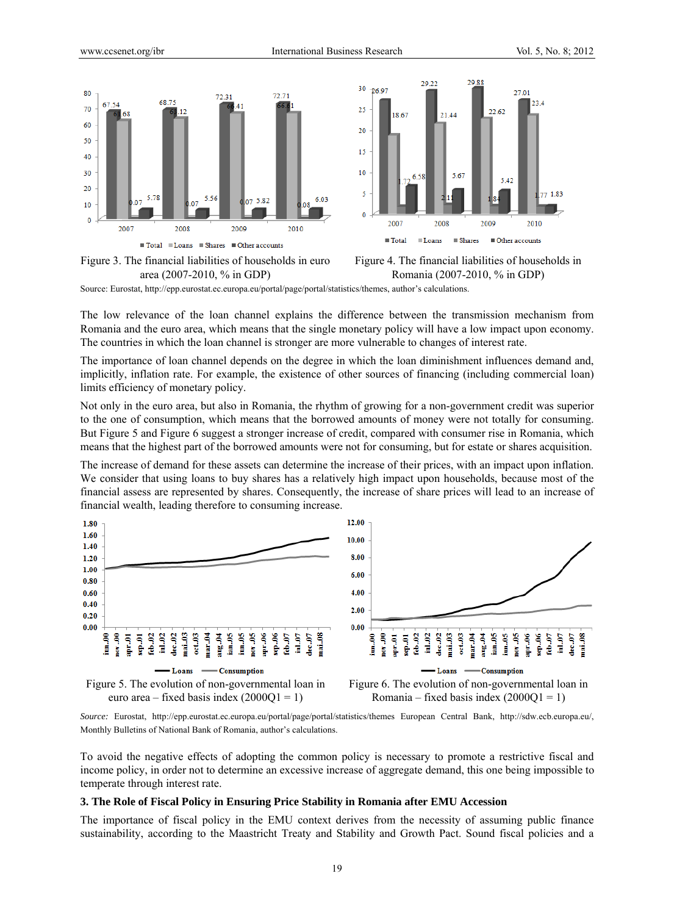Figure 3. The financial liabilities of households in euro area (2007-2010, % in GDP)

Figure 4. The financial liabilities of households in Romania (2007-2010, % in GDP)

Source: Eurostat, http://epp.eurostat.ec.europa.eu/portal/page/portal/statistics/themes, author's calculations.

The low relevance of the loan channel explains the difference between the transmission mechanism from Romania and the euro area, which means that the single monetary policy will have a low impact upon economy. The countries in which the loan channel is stronger are more vulnerable to changes of interest rate.

The importance of loan channel depends on the degree in which the loan diminishment influences demand and, implicitly, inflation rate. For example, the existence of other sources of financing (including commercial loan) limits efficiency of monetary policy.

Not only in the euro area, but also in Romania, the rhythm of growing for a non-government credit was superior to the one of consumption, which means that the borrowed amounts of money were not totally for consuming. But Figure 5 and Figure 6 suggest a stronger increase of credit, compared with consumer rise in Romania, which means that the highest part of the borrowed amounts were not for consuming, but for estate or shares acquisition.

The increase of demand for these assets can determine the increase of their prices, with an impact upon inflation. We consider that using loans to buy shares has a relatively high impact upon households, because most of the financial assess are represented by shares. Consequently, the increase of share prices will lead to an increase of financial wealth, leading therefore to consuming increase.

Figure 5. The evolution of non-governmental loan in euro area – fixed basis index (2000Q1 = 1)

Figure 6. The evolution of non-governmental loan in Romania – fixed basis index (2000Q1 = 1)

*Source:* Eurostat, http://epp.eurostat.ec.europa.eu/portal/page/portal/statistics/themes European Central Bank, http://sdw.ecb.europa.eu/, Monthly Bulletins of National Bank of Romania, author's calculations.

To avoid the negative effects of adopting the common policy is necessary to promote a restrictive fiscal and income policy, in order not to determine an excessive increase of aggregate demand, this one being impossible to temperate through interest rate.

### 3. The Role of Fiscal Policy in Ensuring Price Stability in Romania after EMU Accession

The importance of fiscal policy in the EMU context derives from the necessity of assuming public finance sustainability, according to the Maastricht Treaty and Stability and Growth Pact. Sound fiscal policies and a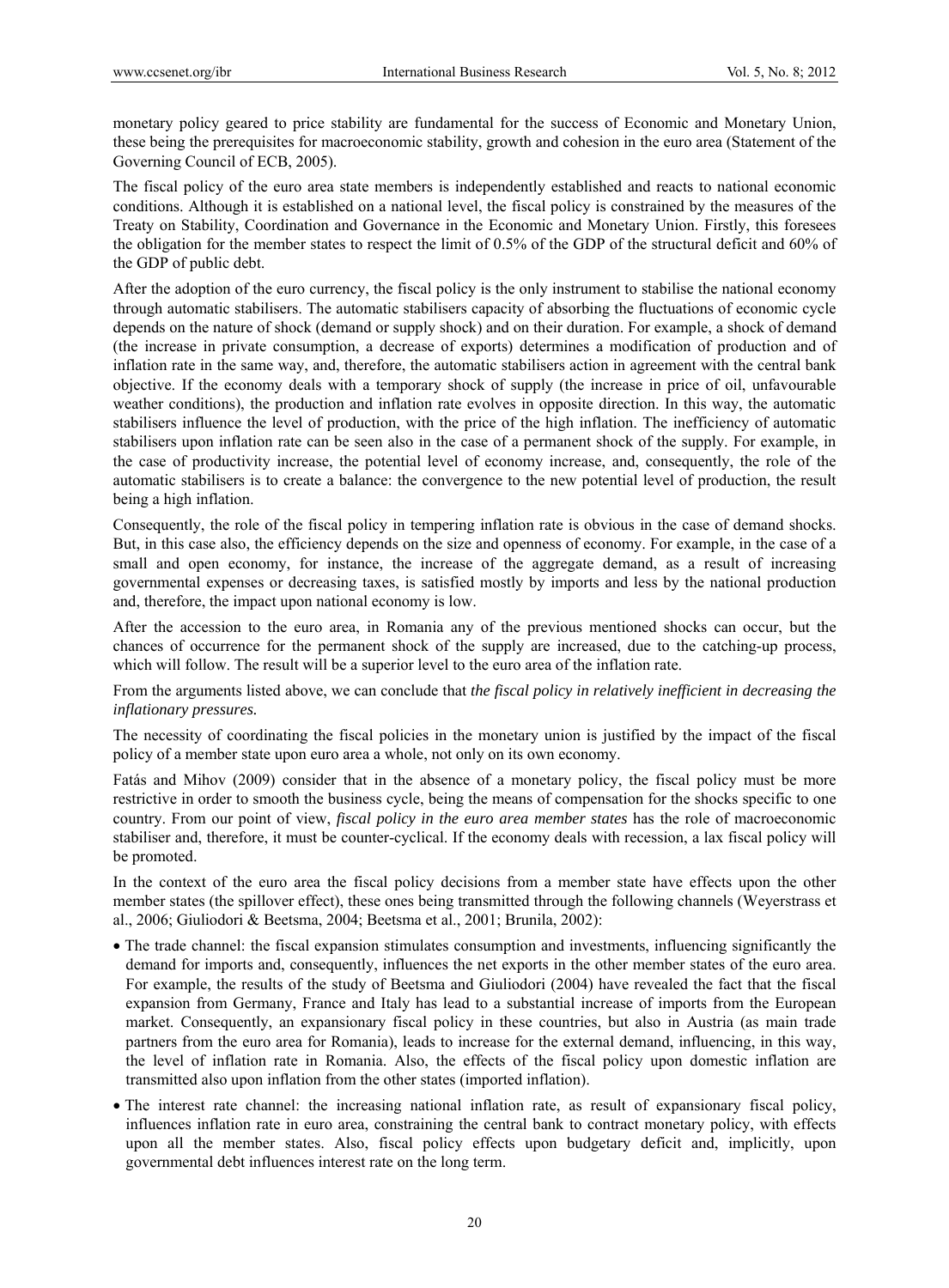monetary policy geared to price stability are fundamental for the success of Economic and Monetary Union, these being the prerequisites for macroeconomic stability, growth and cohesion in the euro area (Statement of the Governing Council of ECB, 2005).

The fiscal policy of the euro area state members is independently established and reacts to national economic conditions. Although it is established on a national level, the fiscal policy is constrained by the measures of the Treaty on Stability, Coordination and Governance in the Economic and Monetary Union. Firstly, this foresees the obligation for the member states to respect the limit of 0.5% of the GDP of the structural deficit and 60% of the GDP of public debt.

After the adoption of the euro currency, the fiscal policy is the only instrument to stabilise the national economy through automatic stabilisers. The automatic stabilisers capacity of absorbing the fluctuations of economic cycle depends on the nature of shock (demand or supply shock) and on their duration. For example, a shock of demand (the increase in private consumption, a decrease of exports) determines a modification of production and of inflation rate in the same way, and, therefore, the automatic stabilisers action in agreement with the central bank objective. If the economy deals with a temporary shock of supply (the increase in price of oil, unfavourable weather conditions), the production and inflation rate evolves in opposite direction. In this way, the automatic stabilisers influence the level of production, with the price of the high inflation. The inefficiency of automatic stabilisers upon inflation rate can be seen also in the case of a permanent shock of the supply. For example, in the case of productivity increase, the potential level of economy increase, and, consequently, the role of the automatic stabilisers is to create a balance: the convergence to the new potential level of production, the result being a high inflation.

Consequently, the role of the fiscal policy in tempering inflation rate is obvious in the case of demand shocks. But, in this case also, the efficiency depends on the size and openness of economy. For example, in the case of a small and open economy, for instance, the increase of the aggregate demand, as a result of increasing governmental expenses or decreasing taxes, is satisfied mostly by imports and less by the national production and, therefore, the impact upon national economy is low.

After the accession to the euro area, in Romania any of the previous mentioned shocks can occur, but the chances of occurrence for the permanent shock of the supply are increased, due to the catching-up process, which will follow. The result will be a superior level to the euro area of the inflation rate.

From the arguments listed above, we can conclude that *the fiscal policy in relatively inefficient in decreasing the inflationary pressures.*

The necessity of coordinating the fiscal policies in the monetary union is justified by the impact of the fiscal policy of a member state upon euro area a whole, not only on its own economy.

Fatás and Mihov (2009) consider that in the absence of a monetary policy, the fiscal policy must be more restrictive in order to smooth the business cycle, being the means of compensation for the shocks specific to one country. From our point of view, *fiscal policy in the euro area member states* has the role of macroeconomic stabiliser and, therefore, it must be counter-cyclical. If the economy deals with recession, a lax fiscal policy will be promoted.

In the context of the euro area the fiscal policy decisions from a member state have effects upon the other member states (the spillover effect), these ones being transmitted through the following channels (Weyerstrass et al., 2006; Giuliodori & Beetsma, 2004; Beetsma et al., 2001; Brunila, 2002):

- The trade channel: the fiscal expansion stimulates consumption and investments, influencing significantly the demand for imports and, consequently, influences the net exports in the other member states of the euro area. For example, the results of the study of Beetsma and Giuliodori (2004) have revealed the fact that the fiscal expansion from Germany, France and Italy has lead to a substantial increase of imports from the European market. Consequently, an expansionary fiscal policy in these countries, but also in Austria (as main trade partners from the euro area for Romania), leads to increase for the external demand, influencing, in this way, the level of inflation rate in Romania. Also, the effects of the fiscal policy upon domestic inflation are transmitted also upon inflation from the other states (imported inflation).
- The interest rate channel: the increasing national inflation rate, as result of expansionary fiscal policy, influences inflation rate in euro area, constraining the central bank to contract monetary policy, with effects upon all the member states. Also, fiscal policy effects upon budgetary deficit and, implicitly, upon governmental debt influences interest rate on the long term.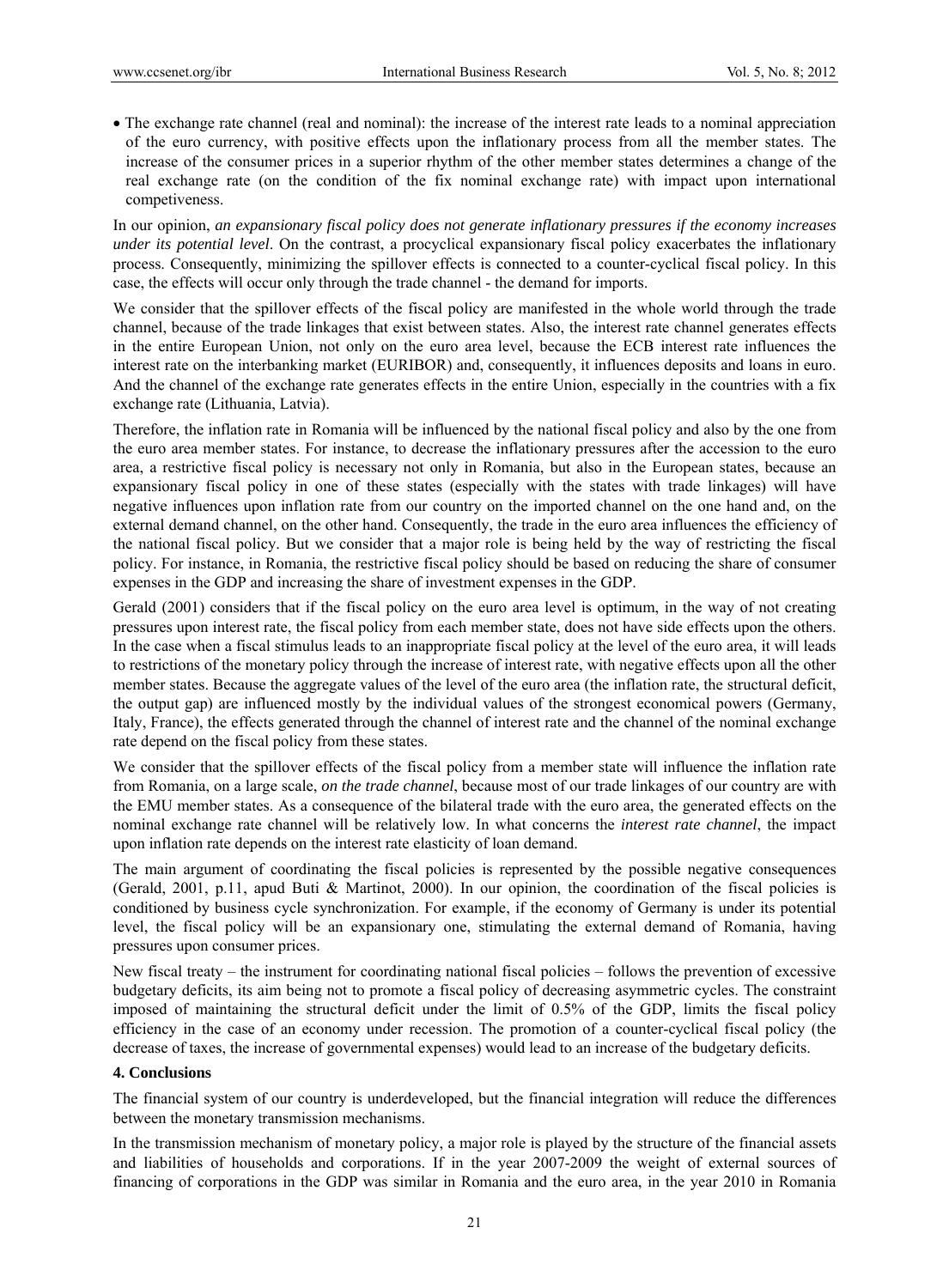- The exchange rate channel (real and nominal): the increase of the interest rate leads to a nominal appreciation of the euro currency, with positive effects upon the inflationary process from all the member states. The increase of the consumer prices in a superior rhythm of the other member states determines a change of the real exchange rate (on the condition of the fix nominal exchange rate) with impact upon international competiveness.

In our opinion, *an expansionary fiscal policy does not generate inflationary pressures if the economy increases under its potential level*. On the contrast, a procyclical expansionary fiscal policy exacerbates the inflationary process. Consequently, minimizing the spillover effects is connected to a counter-cyclical fiscal policy. In this case, the effects will occur only through the trade channel - the demand for imports.

We consider that the spillover effects of the fiscal policy are manifested in the whole world through the trade channel, because of the trade linkages that exist between states. Also, the interest rate channel generates effects in the entire European Union, not only on the euro area level, because the ECB interest rate influences the interest rate on the interbanking market (EURIBOR) and, consequently, it influences deposits and loans in euro. And the channel of the exchange rate generates effects in the entire Union, especially in the countries with a fix exchange rate (Lithuania, Latvia).

Therefore, the inflation rate in Romania will be influenced by the national fiscal policy and also by the one from the euro area member states. For instance, to decrease the inflationary pressures after the accession to the euro area, a restrictive fiscal policy is necessary not only in Romania, but also in the European states, because an expansionary fiscal policy in one of these states (especially with the states with trade linkages) will have negative influences upon inflation rate from our country on the imported channel on the one hand and, on the external demand channel, on the other hand. Consequently, the trade in the euro area influences the efficiency of the national fiscal policy. But we consider that a major role is being held by the way of restricting the fiscal policy. For instance, in Romania, the restrictive fiscal policy should be based on reducing the share of consumer expenses in the GDP and increasing the share of investment expenses in the GDP.

Gerald (2001) considers that if the fiscal policy on the euro area level is optimum, in the way of not creating pressures upon interest rate, the fiscal policy from each member state, does not have side effects upon the others. In the case when a fiscal stimulus leads to an inappropriate fiscal policy at the level of the euro area, it will leads to restrictions of the monetary policy through the increase of interest rate, with negative effects upon all the other member states. Because the aggregate values of the level of the euro area (the inflation rate, the structural deficit, the output gap) are influenced mostly by the individual values of the strongest economical powers (Germany, Italy, France), the effects generated through the channel of interest rate and the channel of the nominal exchange rate depend on the fiscal policy from these states.

We consider that the spillover effects of the fiscal policy from a member state will influence the inflation rate from Romania, on a large scale, *on the trade channel*, because most of our trade linkages of our country are with the EMU member states. As a consequence of the bilateral trade with the euro area, the generated effects on the nominal exchange rate channel will be relatively low. In what concerns the *interest rate channel*, the impact upon inflation rate depends on the interest rate elasticity of loan demand.

The main argument of coordinating the fiscal policies is represented by the possible negative consequences (Gerald, 2001, p.11, apud Buti & Martinot, 2000). In our opinion, the coordination of the fiscal policies is conditioned by business cycle synchronization. For example, if the economy of Germany is under its potential level, the fiscal policy will be an expansionary one, stimulating the external demand of Romania, having pressures upon consumer prices.

New fiscal treaty – the instrument for coordinating national fiscal policies – follows the prevention of excessive budgetary deficits, its aim being not to promote a fiscal policy of decreasing asymmetric cycles. The constraint imposed of maintaining the structural deficit under the limit of 0.5% of the GDP, limits the fiscal policy efficiency in the case of an economy under recession. The promotion of a counter-cyclical fiscal policy (the decrease of taxes, the increase of governmental expenses) would lead to an increase of the budgetary deficits.

## 4. Conclusions

The financial system of our country is underdeveloped, but the financial integration will reduce the differences between the monetary transmission mechanisms.

In the transmission mechanism of monetary policy, a major role is played by the structure of the financial assets and liabilities of households and corporations. If in the year 2007-2009 the weight of external sources of financing of corporations in the GDP was similar in Romania and the euro area, in the year 2010 in Romania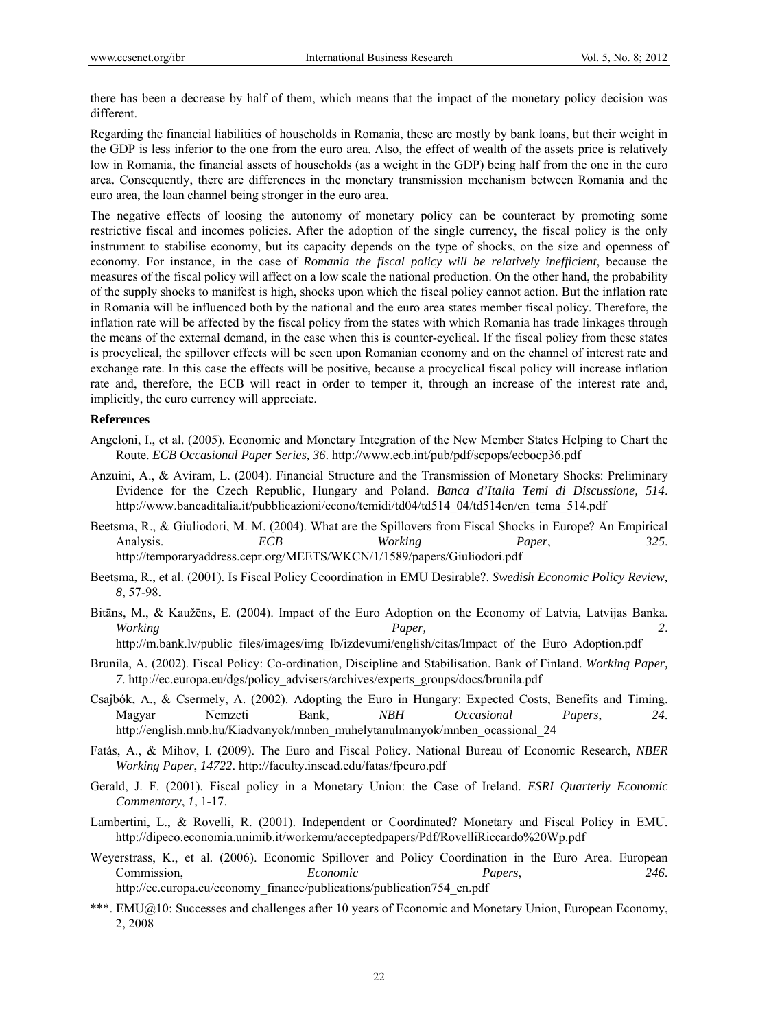there has been a decrease by half of them, which means that the impact of the monetary policy decision was different.

Regarding the financial liabilities of households in Romania, these are mostly by bank loans, but their weight in the GDP is less inferior to the one from the euro area. Also, the effect of wealth of the assets price is relatively low in Romania, the financial assets of households (as a weight in the GDP) being half from the one in the euro area. Consequently, there are differences in the monetary transmission mechanism between Romania and the euro area, the loan channel being stronger in the euro area.

The negative effects of loosing the autonomy of monetary policy can be counteract by promoting some restrictive fiscal and incomes policies. After the adoption of the single currency, the fiscal policy is the only instrument to stabilise economy, but its capacity depends on the type of shocks, on the size and openness of economy. For instance, in the case of *Romania the fiscal policy will be relatively inefficient*, because the measures of the fiscal policy will affect on a low scale the national production. On the other hand, the probability of the supply shocks to manifest is high, shocks upon which the fiscal policy cannot action. But the inflation rate in Romania will be influenced both by the national and the euro area states member fiscal policy. Therefore, the inflation rate will be affected by the fiscal policy from the states with which Romania has trade linkages through the means of the external demand, in the case when this is counter-cyclical. If the fiscal policy from these states is procyclical, the spillover effects will be seen upon Romanian economy and on the channel of interest rate and exchange rate. In this case the effects will be positive, because a procyclical fiscal policy will increase inflation rate and, therefore, the ECB will react in order to temper it, through an increase of the interest rate and, implicitly, the euro currency will appreciate.

**References**

Angeloni, I., et al. (2005). Economic and Monetary Integration of the New Member States Helping to Chart the Route. *ECB Occasional Paper Series, 36*. http://www.ecb.int/pub/pdf/scpops/ecbocp36.pdf

Anzuini, A., & Aviram, L. (2004). Financial Structure and the Transmission of Monetary Shocks: Preliminary Evidence for the Czech Republic, Hungary and Poland. *Banca d'Italia Temi di Discussione, 514*. http://www.bancaditalia.it/pubblicazioni/econo/temidi/td04/td514_04/td514en/en_tema_514.pdf

Beetsma, R., & Giuliodori, M. M. (2004). What are the Spillovers from Fiscal Shocks in Europe? An Empirical Analysis. *ECB Working Paper*, *325*. http://temporaryaddress.cepr.org/MEETS/WKCN/1/1589/papers/Giuliodori.pdf

Beetsma, R., et al. (2001). Is Fiscal Policy Ccoordination in EMU Desirable?. *Swedish Economic Policy Review, 8*, 57-98.

Bitāns, M., & Kaužēns, E. (2004). Impact of the Euro Adoption on the Economy of Latvia, Latvijas Banka. *Working Paper, 2*. http://m.bank.lv/public_files/images/img_lb/izdevumi/english/citas/Impact_of_the_Euro_Adoption.pdf

Brunila, A. (2002). Fiscal Policy: Co-ordination, Discipline and Stabilisation. Bank of Finland. *Working Paper, 7*. http://ec.europa.eu/dgs/policy_advisers/archives/experts_groups/docs/brunila.pdf

Csajbók, A., & Csermely, A. (2002). Adopting the Euro in Hungary: Expected Costs, Benefits and Timing. Magyar Nemzeti Bank, *NBH Occasional Papers*, *24*. http://english.mnb.hu/Kiadvanyok/mnben_muhelytanulmanyok/mnben_ocassional_24

Fatás, A., & Mihov, I. (2009). The Euro and Fiscal Policy. National Bureau of Economic Research, *NBER Working Paper*, *14722*. http://faculty.insead.edu/fatas/fpeuro.pdf

Gerald, J. F. (2001). Fiscal policy in a Monetary Union: the Case of Ireland. *ESRI Quarterly Economic Commentary*, *1,* 1-17.

Lambertini, L., & Rovelli, R. (2001). Independent or Coordinated? Monetary and Fiscal Policy in EMU. http://dipeco.economia.unimib.it/workemu/acceptedpapers/Pdf/RovelliRiccardo%20Wp.pdf

Weyerstrass, K., et al. (2006). Economic Spillover and Policy Coordination in the Euro Area. European Commission, *Economic Papers*, *246*. http://ec.europa.eu/economy_finance/publications/publication754_en.pdf

***. EMU@10: Successes and challenges after 10 years of Economic and Monetary Union, European Economy, 2, 2008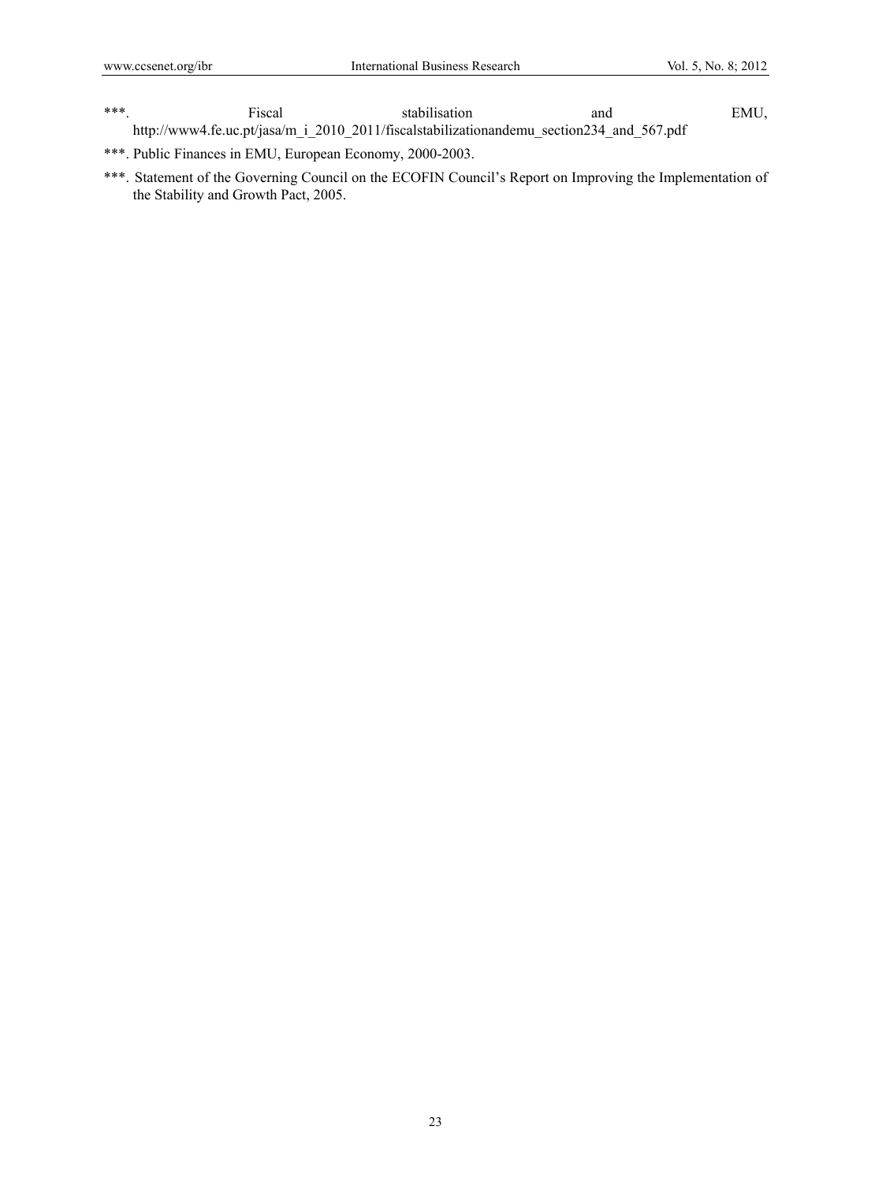***. Fiscal stabilisation and EMU, http://www4.fe.uc.pt/jasa/m_i_2010_2011/fiscalstabilizationandemu_section234_and_567.pdf

***. Public Finances in EMU, European Economy, 2000-2003.

***. Statement of the Governing Council on the ECOFIN Council's Report on Improving the Implementation of the Stability and Growth Pact, 2005.